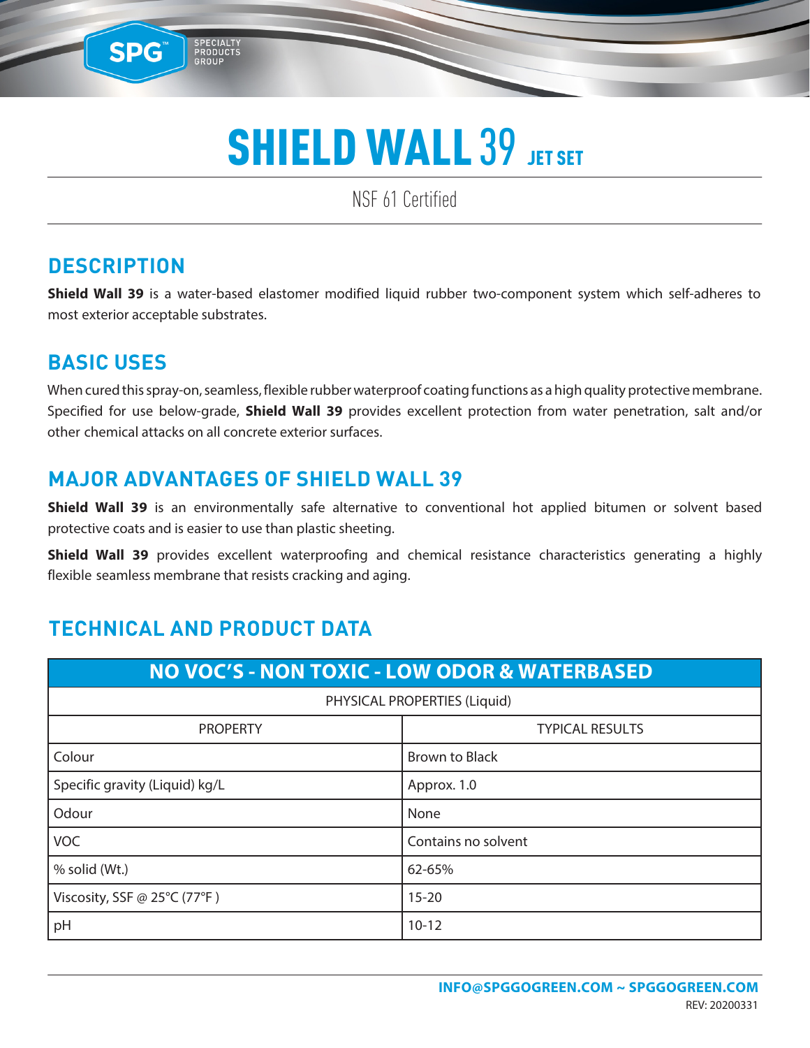# SHIELD WALL 39 JET SET

NSF 61 Certified

## DESCRIPTION

**Shield Wall 39** is a water-based elastomer modified liquid rubber two-component system which self-adheres to most exterior acceptable substrates.

## BASIC USES

When cured this spray-on, seamless, flexible rubber waterproof coating functions as a high quality protective membrane. Specified for use below-grade, **Shield Wall 39** provides excellent protection from water penetration, salt and/or other chemical attacks on all concrete exterior surfaces.

## MAJOR ADVANTAGES OF SHIELD WALL 39

**Shield Wall 39** is an environmentally safe alternative to conventional hot applied bitumen or solvent based protective coats and is easier to use than plastic sheeting.

**Shield Wall 39** provides excellent waterproofing and chemical resistance characteristics generating a highly flexible seamless membrane that resists cracking and aging.

## TECHNICAL AND PRODUCT DATA

| NO VOC'S - NON TOXIC - LOW ODOR & WATERBASED | |
|---|---|
| PHYSICAL PROPERTIES (Liquid) | |
| PROPERTY | TYPICAL RESULTS |
| Colour | Brown to Black |
| Specific gravity (Liquid) kg/L | Approx. 1.0 |
| Odour | None |
| VOC | Contains no solvent |
| % solid (Wt.) | 62-65% |
| Viscosity, SSF @ 25°C (77°F ) | 15-20 |
| pH | 10-12 |

INFO@SPGGOGREEN.COM ~ SPGGOGREEN.COM

REV: 20200331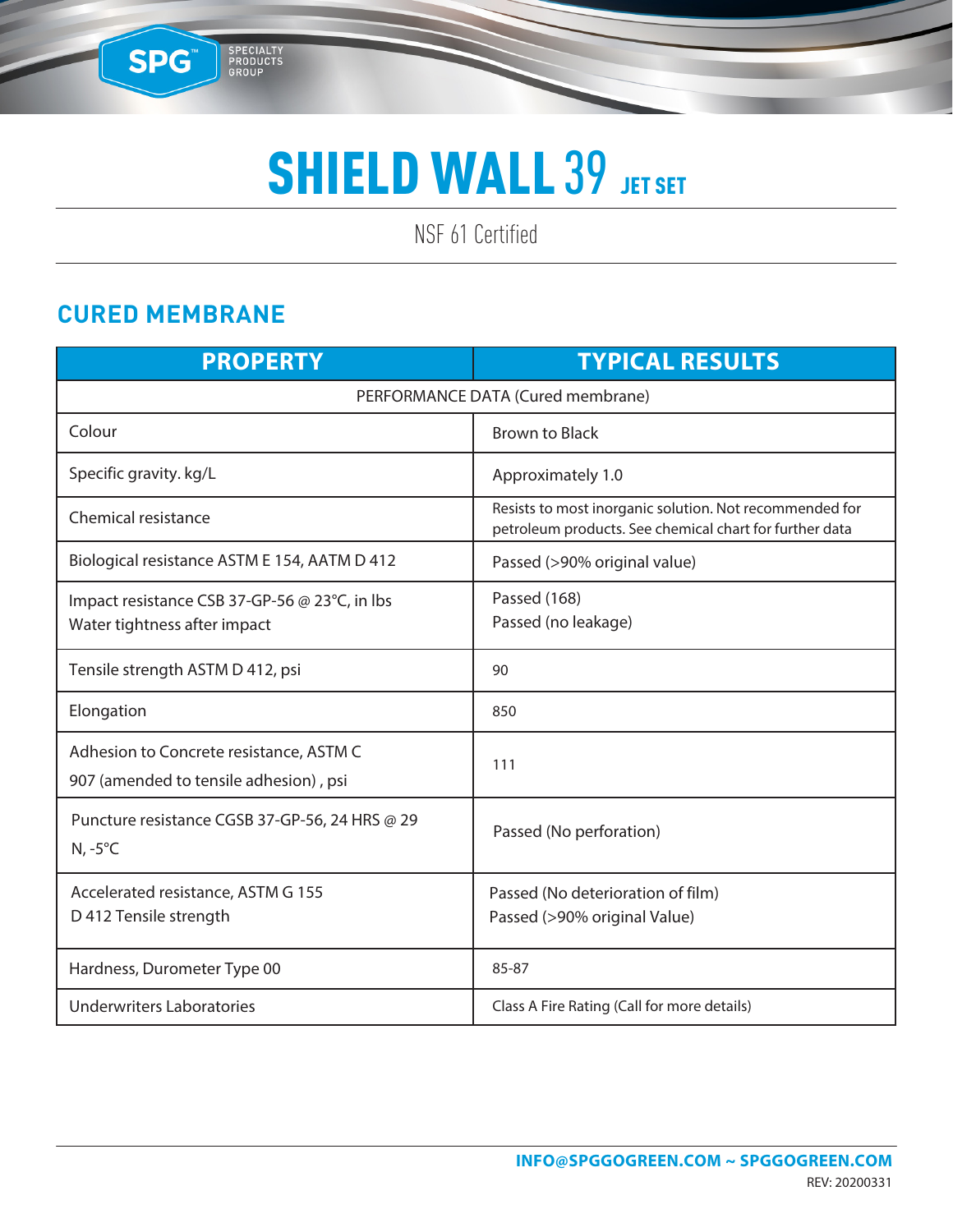# SHIELD WALL 39 JET SET

NSF 61 Certified

## CURED MEMBRANE

| PROPERTY | TYPICAL RESULTS |
|---|---|
| PERFORMANCE DATA (Cured membrane) | |
| Colour | Brown to Black |
| Specific gravity. kg/L | Approximately 1.0 |
| Chemical resistance | Resists to most inorganic solution. Not recommended for petroleum products. See chemical chart for further data |
| Biological resistance ASTM E 154, AATM D 412 | Passed (>90% original value) |
| Impact resistance CSB 37-GP-56 @ 23°C, in lbs<br>Water tightness after impact | Passed (168)<br>Passed (no leakage) |
| Tensile strength ASTM D 412, psi | 90 |
| Elongation | 850 |
| Adhesion to Concrete resistance, ASTM C 907 (amended to tensile adhesion) , psi | 111 |
| Puncture resistance CGSB 37-GP-56, 24 HRS @ 29 N, -5°C | Passed (No perforation) |
| Accelerated resistance, ASTM G 155<br>D 412 Tensile strength | Passed (No deterioration of film)<br>Passed (>90% original Value) |
| Hardness, Durometer Type 00 | 85-87 |
| Underwriters Laboratories | Class A Fire Rating (Call for more details) |

INFO@SPGGOGREEN.COM ~ SPGGOGREEN.COM

REV: 20200331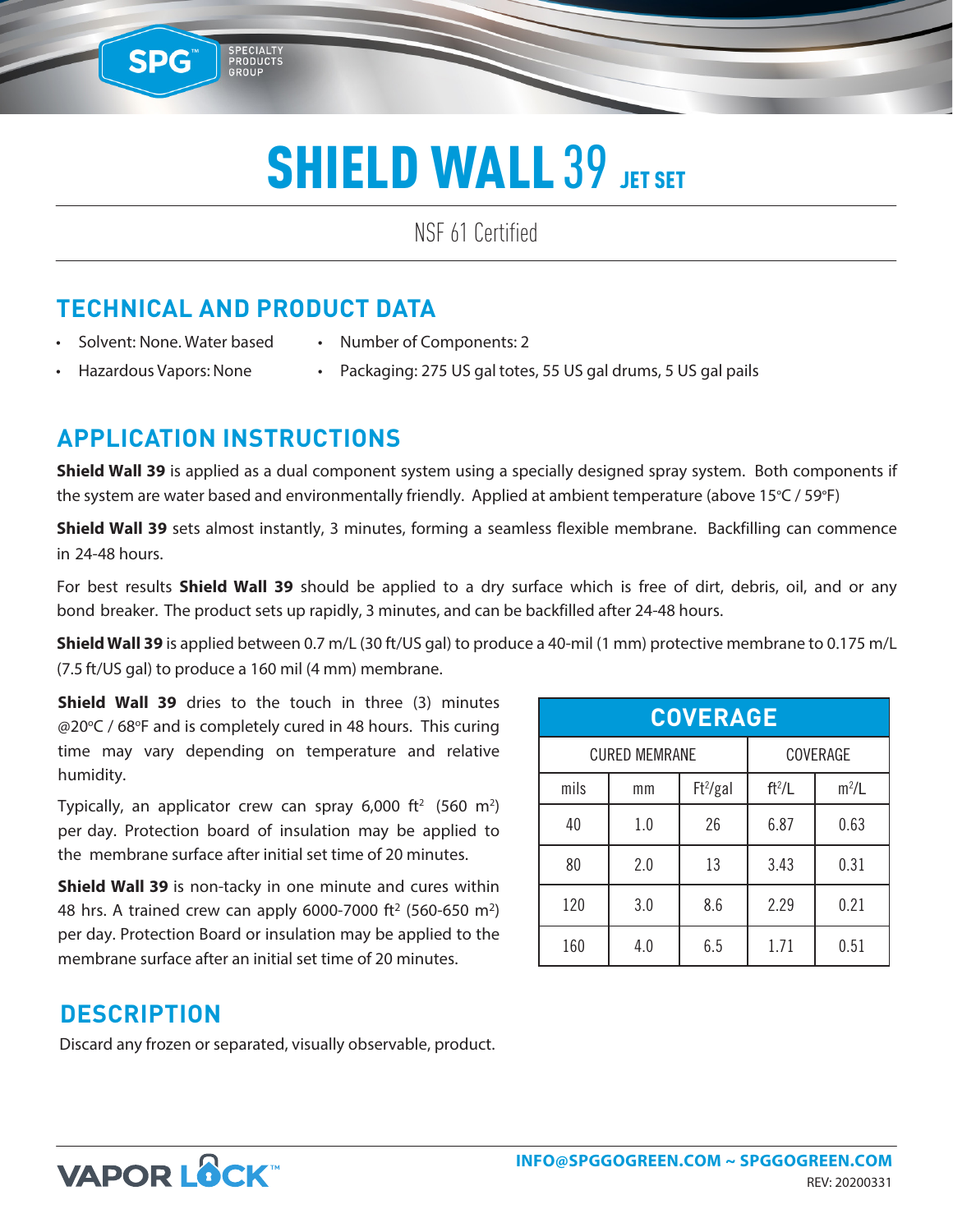# SHIELD WALL 39 JET SET

NSF 61 Certified

## TECHNICAL AND PRODUCT DATA

- Solvent: None. Water based
- Hazardous Vapors: None
- Number of Components: 2
- Packaging: 275 US gal totes, 55 US gal drums, 5 US gal pails

## APPLICATION INSTRUCTIONS

**Shield Wall 39** is applied as a dual component system using a specially designed spray system. Both components if the system are water based and environmentally friendly. Applied at ambient temperature (above 15°C / 59°F)

**Shield Wall 39** sets almost instantly, 3 minutes, forming a seamless flexible membrane. Backfilling can commence in 24-48 hours.

For best results **Shield Wall 39** should be applied to a dry surface which is free of dirt, debris, oil, and or any bond breaker. The product sets up rapidly, 3 minutes, and can be backfilled after 24-48 hours.

**Shield Wall 39** is applied between 0.7 m/L (30 ft/US gal) to produce a 40-mil (1 mm) protective membrane to 0.175 m/L (7.5 ft/US gal) to produce a 160 mil (4 mm) membrane.

**Shield Wall 39** dries to the touch in three (3) minutes @20°C / 68°F and is completely cured in 48 hours. This curing time may vary depending on temperature and relative humidity.

Typically, an applicator crew can spray 6,000 ft$^2$ (560 m$^2$) per day. Protection board of insulation may be applied to the membrane surface after initial set time of 20 minutes.

**Shield Wall 39** is non-tacky in one minute and cures within 48 hrs. A trained crew can apply 6000-7000 ft$^2$ (560-650 m$^2$) per day. Protection Board or insulation may be applied to the membrane surface after an initial set time of 20 minutes.

| COVERAGE | | | | |
|---|---|---|---|---|
| CURED MEMRANE | | | COVERAGE | |
| mils | mm | Ft$^2$/gal | ft$^2$/L | m$^2$/L |
| 40 | 1.0 | 26 | 6.87 | 0.63 |
| 80 | 2.0 | 13 | 3.43 | 0.31 |
| 120 | 3.0 | 8.6 | 2.29 | 0.21 |
| 160 | 4.0 | 6.5 | 1.71 | 0.51 |

## DESCRIPTION

Discard any frozen or separated, visually observable, product.

VAPOR LOCK™

INFO@SPGGOGREEN.COM ~ SPGGOGREEN.COM

REV: 20200331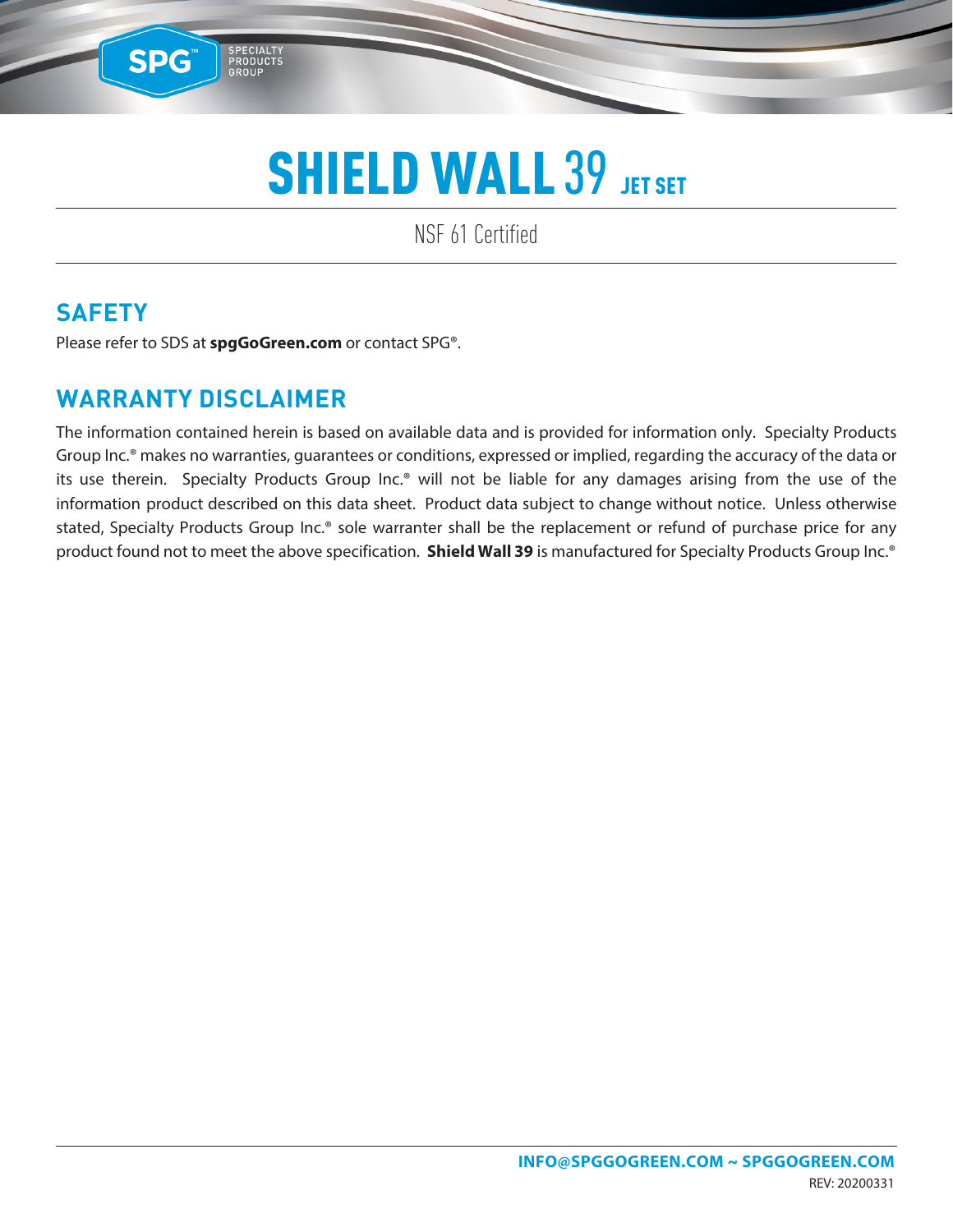# SHIELD WALL 39 JET SET

NSF 61 Certified

## SAFETY

Please refer to SDS at **spgGoGreen.com** or contact SPG®.

## WARRANTY DISCLAIMER

The information contained herein is based on available data and is provided for information only. Specialty Products Group Inc.® makes no warranties, guarantees or conditions, expressed or implied, regarding the accuracy of the data or its use therein. Specialty Products Group Inc.® will not be liable for any damages arising from the use of the information product described on this data sheet. Product data subject to change without notice. Unless otherwise stated, Specialty Products Group Inc.® sole warranter shall be the replacement or refund of purchase price for any product found not to meet the above specification. **Shield Wall 39** is manufactured for Specialty Products Group Inc.®

**INFO@SPGGOGREEN.COM ~ SPGGOGREEN.COM**

REV: 20200331